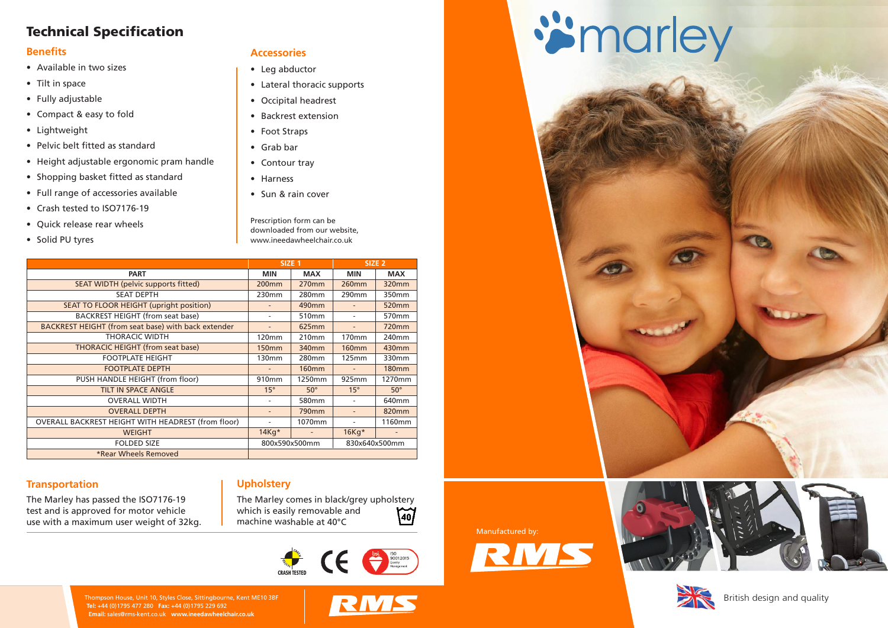# Technical Specification

## Benefits

- Available in two sizes
- Tilt in space
- Fully adjustable
- Compact & easy to fold
- Lightweight
- Pelvic belt fitted as standard
- Height adjustable ergonomic pram handle
- Shopping basket fitted as standard
- Full range of accessories available
- Crash tested to ISO7176-19
- Quick release rear wheels
- Solid PU tyres

## Accessories

- Leg abductor
- Lateral thoracic supports
- Occipital headrest
- Backrest extension
- Foot Straps
- Grab bar
- Contour tray
- Harness
- Sun & rain cover

Prescription form can be downloaded from our website, www.ineedawheelchair.co.uk

| | SIZE 1 | | SIZE 2 | |
|---|---|---|---|---|
| PART | MIN | MAX | MIN | MAX |
| SEAT WIDTH (pelvic supports fitted) | 200mm | 270mm | 260mm | 320mm |
| SEAT DEPTH | 230mm | 280mm | 290mm | 350mm |
| SEAT TO FLOOR HEIGHT (upright position) | - | 490mm | - | 520mm |
| BACKREST HEIGHT (from seat base) | - | 510mm | - | 570mm |
| BACKREST HEIGHT (from seat base) with back extender | - | 625mm | - | 720mm |
| THORACIC WIDTH | 120mm | 210mm | 170mm | 240mm |
| THORACIC HEIGHT (from seat base) | 150mm | 340mm | 160mm | 430mm |
| FOOTPLATE HEIGHT | 130mm | 280mm | 125mm | 330mm |
| FOOTPLATE DEPTH | - | 160mm | - | 180mm |
| PUSH HANDLE HEIGHT (from floor) | 910mm | 1250mm | 925mm | 1270mm |
| TILT IN SPACE ANGLE | 15° | 50° | 15° | 50° |
| OVERALL WIDTH | - | 580mm | - | 640mm |
| OVERALL DEPTH | - | 790mm | - | 820mm |
| OVERALL BACKREST HEIGHT WITH HEADREST (from floor) | - | 1070mm | - | 1160mm |
| WEIGHT | 14Kg* | - | 16Kg* | - |
| FOLDED SIZE | 800x590x500mm | | 830x640x500mm | |
| *Rear Wheels Removed | | | | |

## Transportation

The Marley has passed the ISO7176-19 test and is approved for motor vehicle use with a maximum user weight of 32kg.

## Upholstery

The Marley comes in black/grey upholstery which is easily removable and machine washable at 40°C

CRASH TESTED

ISO 9001:2015 Quality Management

Thompson House, Unit 10, Styles Close, Sittingbourne, Kent ME10 3BF
**Tel:** +44 (0)1795 477 280 **Fax:** +44 (0)1795 229 692
**Email:** sales@rms-kent.co.uk **www.ineedawheelchair.co.uk**

RMS

marley

Manufactured by:

RMS

British design and quality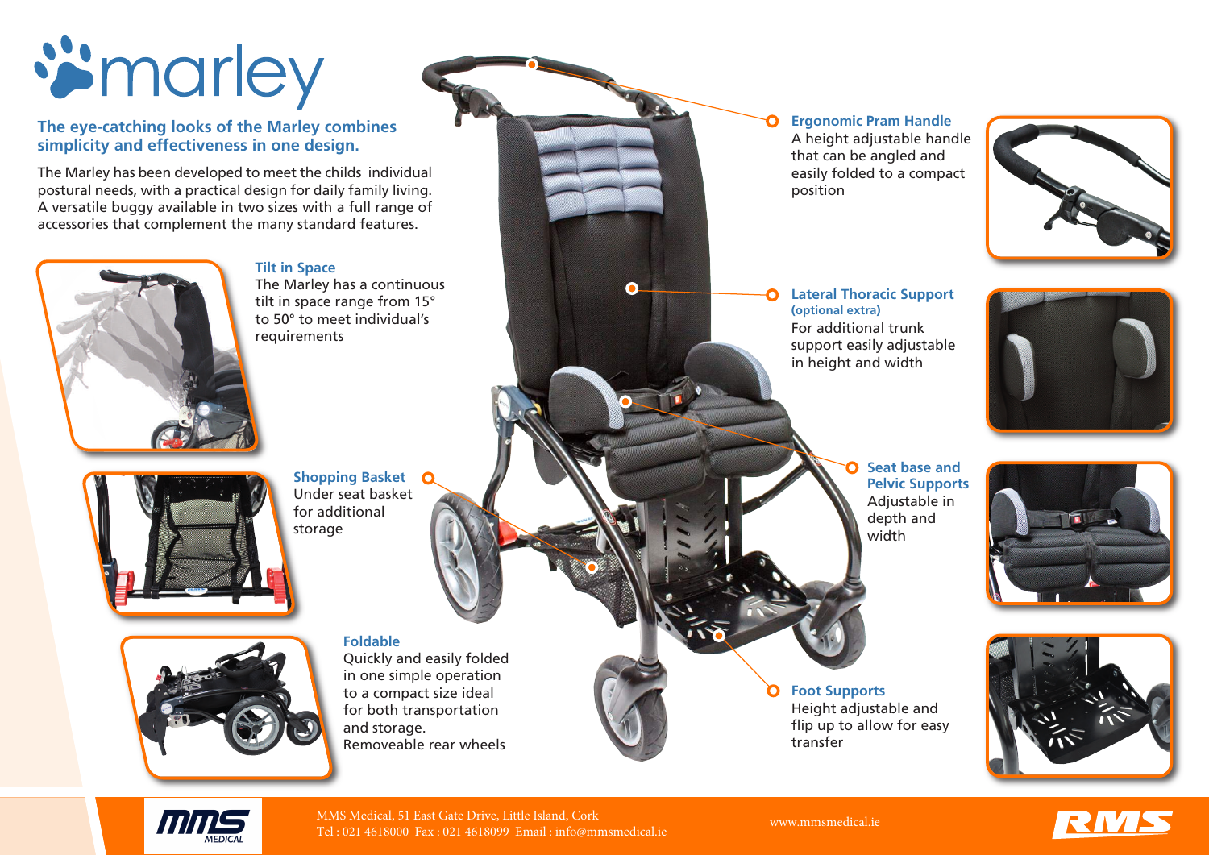# marley

## The eye-catching looks of the Marley combines simplicity and effectiveness in one design.

The Marley has been developed to meet the childs individual postural needs, with a practical design for daily family living. A versatile buggy available in two sizes with a full range of accessories that complement the many standard features.

### Tilt in Space

The Marley has a continuous tilt in space range from 15° to 50° to meet individual's requirements

### Shopping Basket

Under seat basket for additional storage

### Foldable

Quickly and easily folded in one simple operation to a compact size ideal for both transportation and storage. Removeable rear wheels

### Ergonomic Pram Handle

A height adjustable handle that can be angled and easily folded to a compact position

### Lateral Thoracic Support

**(optional extra)**

For additional trunk support easily adjustable in height and width

### Seat base and Pelvic Supports

Adjustable in depth and width

### Foot Supports

Height adjustable and flip up to allow for easy transfer

MMS Medical, 51 East Gate Drive, Little Island, Cork
Tel : 021 4618000 Fax : 021 4618099 Email : info@mmsmedical.ie

www.mmsmedical.ie